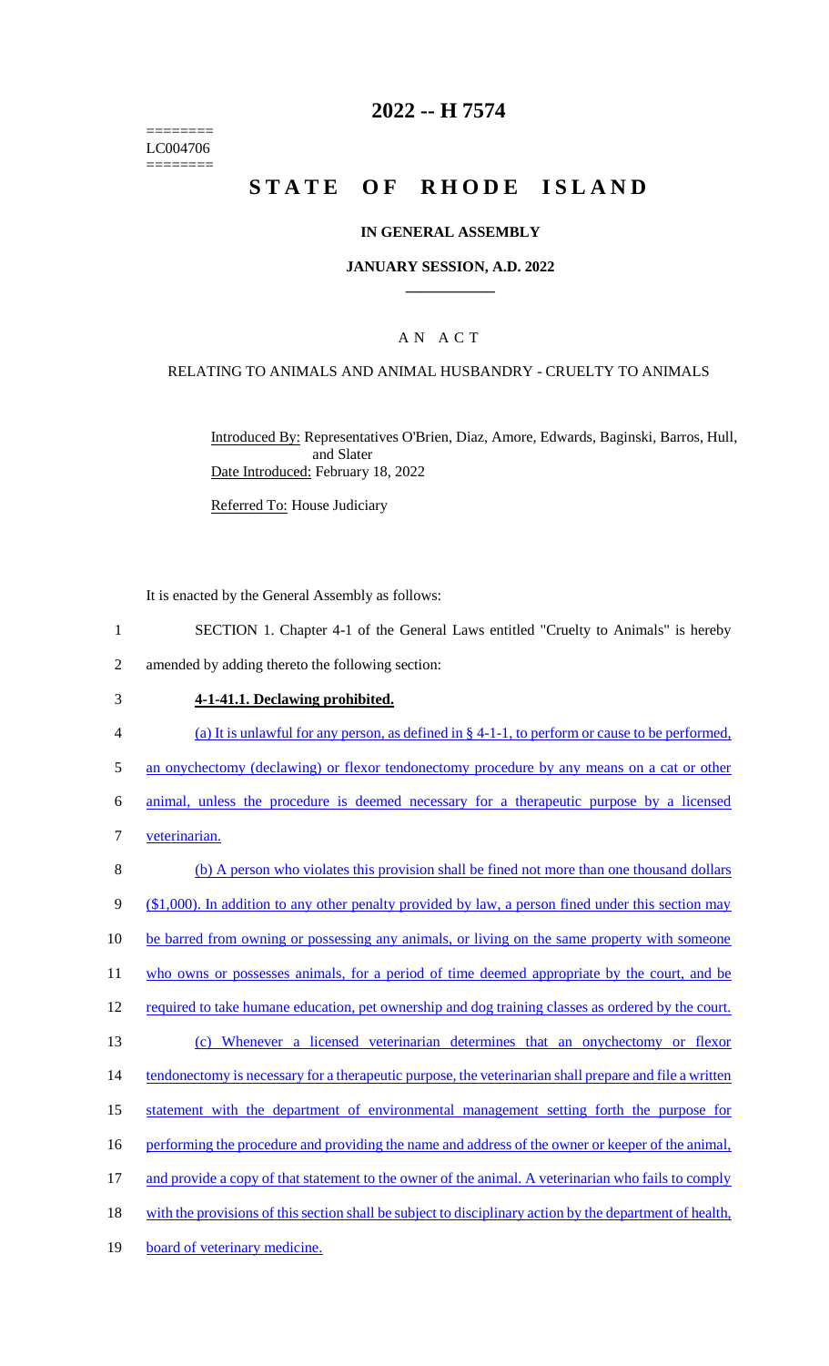========
LC004706
========

# 2022 -- H 7574

# STATE OF RHODE ISLAND

## IN GENERAL ASSEMBLY

### JANUARY SESSION, A.D. 2022

## AN ACT

### RELATING TO ANIMALS AND ANIMAL HUSBANDRY - CRUELTY TO ANIMALS

Introduced By: Representatives O'Brien, Diaz, Amore, Edwards, Baginski, Barros, Hull, and Slater

Date Introduced: February 18, 2022

Referred To: House Judiciary

It is enacted by the General Assembly as follows:

1 SECTION 1. Chapter 4-1 of the General Laws entitled "Cruelty to Animals" is hereby
2 amended by adding thereto the following section:

3 **4-1-41.1. Declawing prohibited.**

4 (a) It is unlawful for any person, as defined in § 4-1-1, to perform or cause to be performed,
5 an onychectomy (declawing) or flexor tendonectomy procedure by any means on a cat or other
6 animal, unless the procedure is deemed necessary for a therapeutic purpose by a licensed
7 veterinarian.

8 (b) A person who violates this provision shall be fined not more than one thousand dollars
9 ($1,000). In addition to any other penalty provided by law, a person fined under this section may
10 be barred from owning or possessing any animals, or living on the same property with someone
11 who owns or possesses animals, for a period of time deemed appropriate by the court, and be
12 required to take humane education, pet ownership and dog training classes as ordered by the court.

13 (c) Whenever a licensed veterinarian determines that an onychectomy or flexor
14 tendonectomy is necessary for a therapeutic purpose, the veterinarian shall prepare and file a written
15 statement with the department of environmental management setting forth the purpose for
16 performing the procedure and providing the name and address of the owner or keeper of the animal,
17 and provide a copy of that statement to the owner of the animal. A veterinarian who fails to comply
18 with the provisions of this section shall be subject to disciplinary action by the department of health,
19 board of veterinary medicine.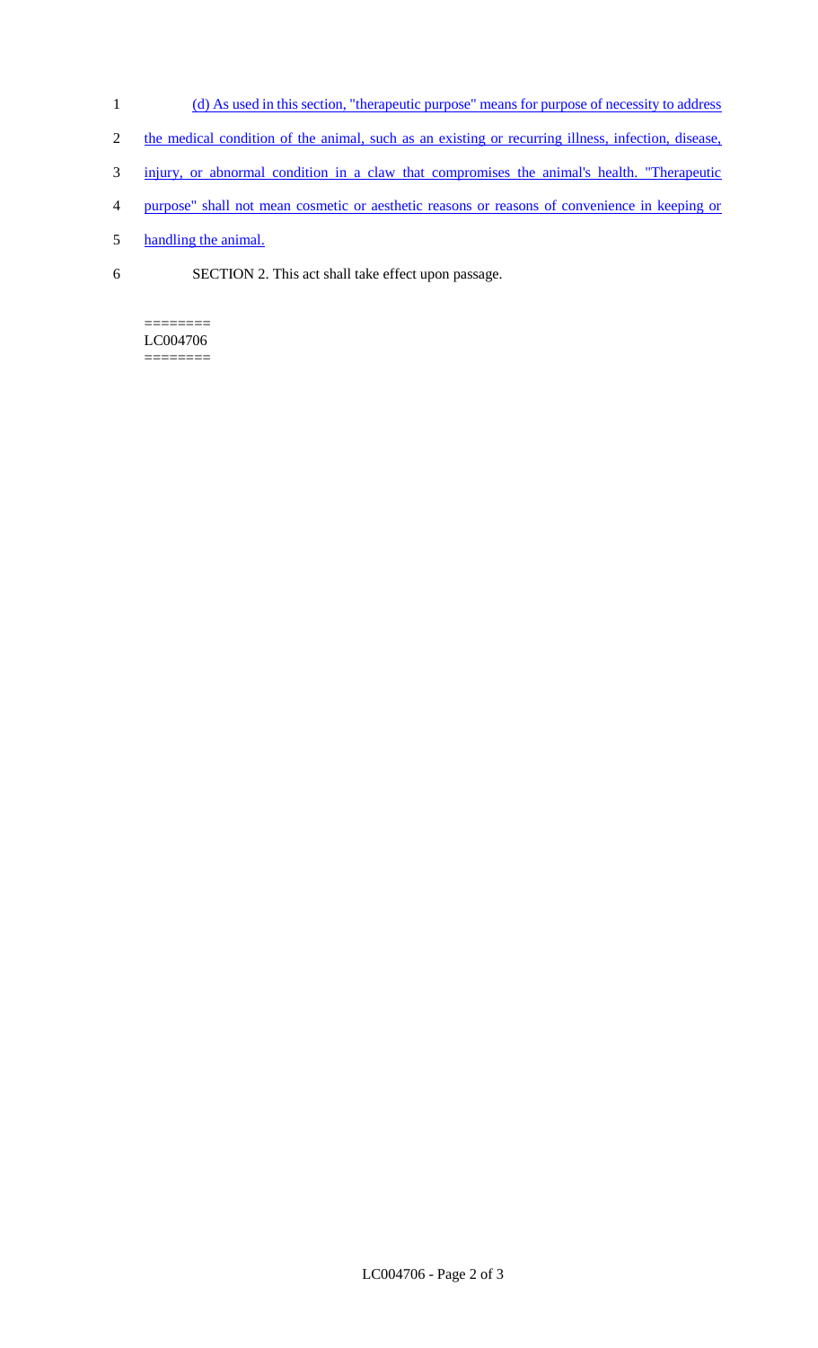(d) As used in this section, "therapeutic purpose" means for purpose of necessity to address the medical condition of the animal, such as an existing or recurring illness, infection, disease, injury, or abnormal condition in a claw that compromises the animal's health. "Therapeutic purpose" shall not mean cosmetic or aesthetic reasons or reasons of convenience in keeping or handling the animal.

SECTION 2. This act shall take effect upon passage.

========
LC004706
========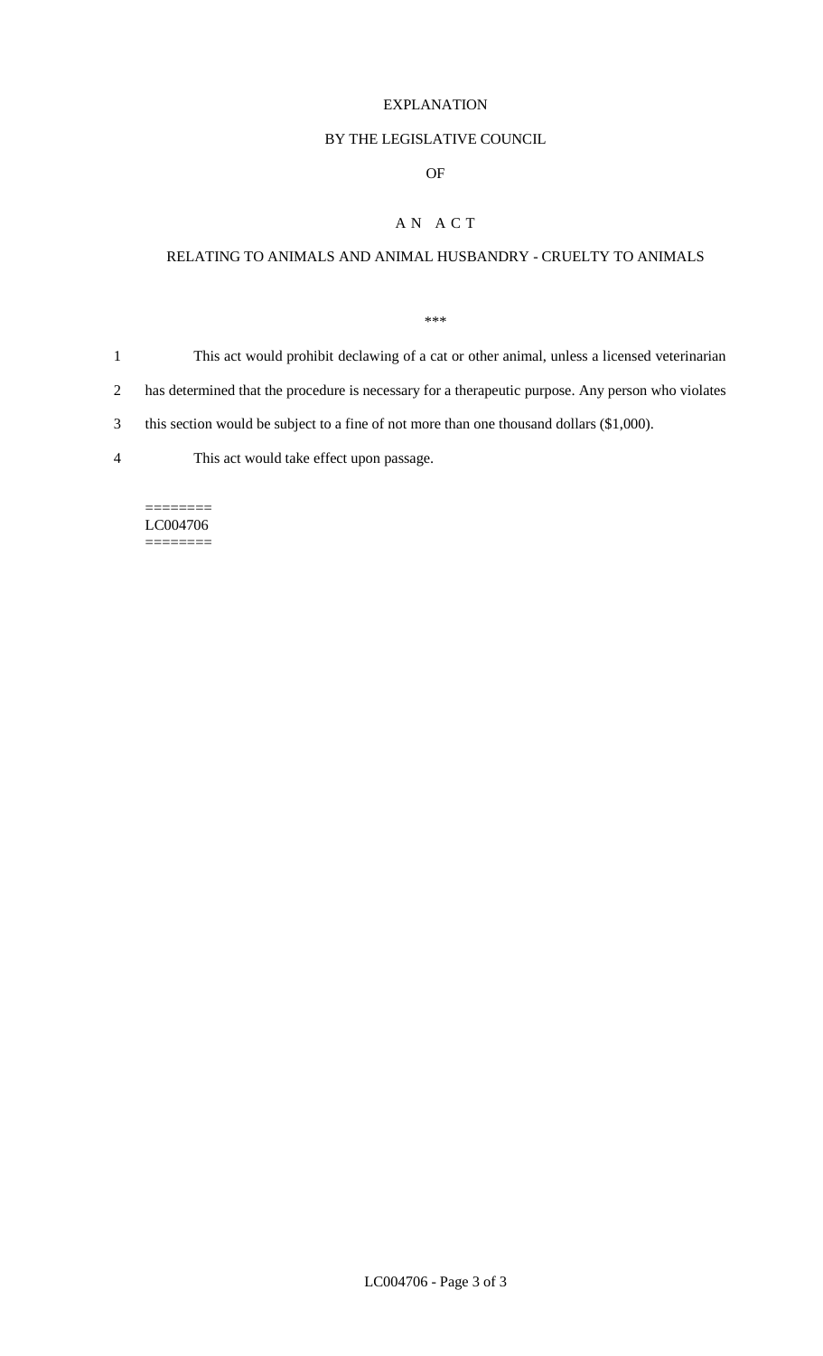EXPLANATION

BY THE LEGISLATIVE COUNCIL

OF

# AN ACT

## RELATING TO ANIMALS AND ANIMAL HUSBANDRY - CRUELTY TO ANIMALS

\*\*\*

1 This act would prohibit declawing of a cat or other animal, unless a licensed veterinarian
2 has determined that the procedure is necessary for a therapeutic purpose. Any person who violates
3 this section would be subject to a fine of not more than one thousand dollars ($1,000).
4 This act would take effect upon passage.

========
LC004706
========